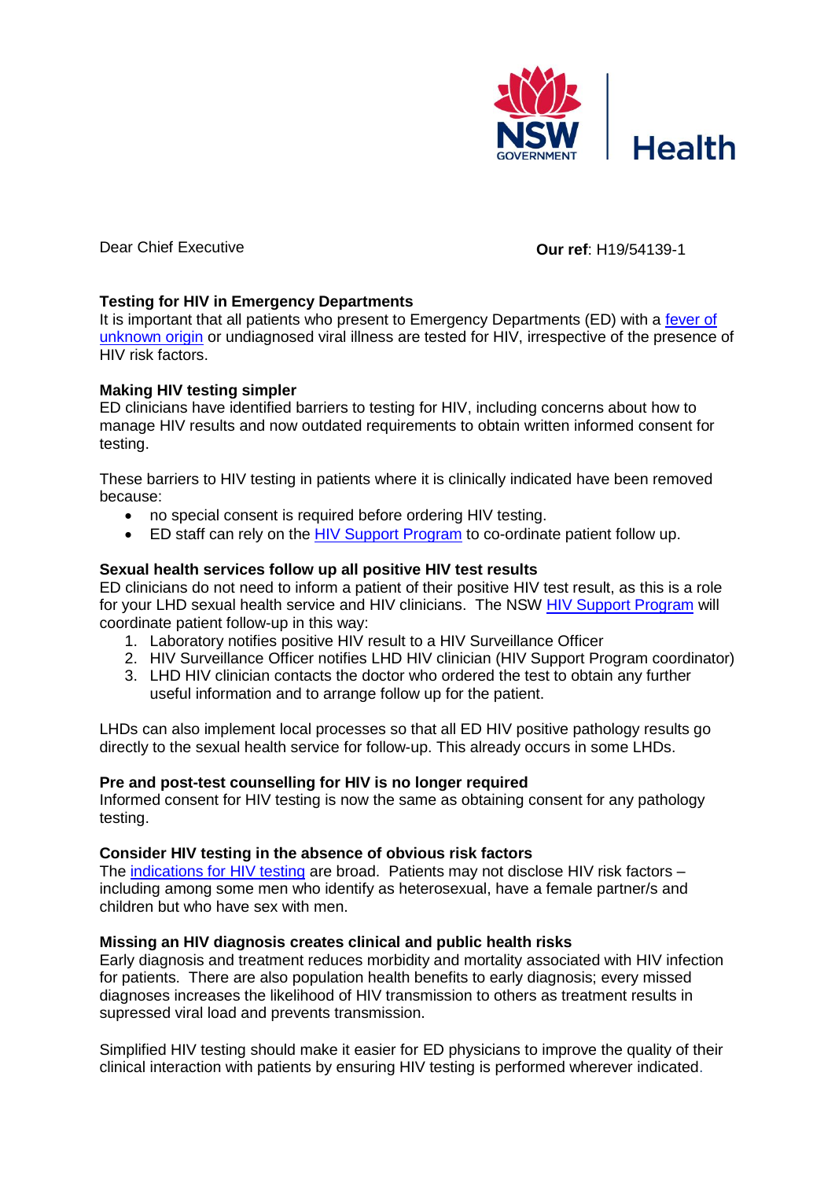Dear Chief Executive

**Our ref**: H19/54139-1

**Testing for HIV in Emergency Departments**

It is important that all patients who present to Emergency Departments (ED) with a fever of unknown origin or undiagnosed viral illness are tested for HIV, irrespective of the presence of HIV risk factors.

**Making HIV testing simpler**

ED clinicians have identified barriers to testing for HIV, including concerns about how to manage HIV results and now outdated requirements to obtain written informed consent for testing.

These barriers to HIV testing in patients where it is clinically indicated have been removed because:

- no special consent is required before ordering HIV testing.
- ED staff can rely on the HIV Support Program to co-ordinate patient follow up.

**Sexual health services follow up all positive HIV test results**

ED clinicians do not need to inform a patient of their positive HIV test result, as this is a role for your LHD sexual health service and HIV clinicians. The NSW HIV Support Program will coordinate patient follow-up in this way:

1. Laboratory notifies positive HIV result to a HIV Surveillance Officer
2. HIV Surveillance Officer notifies LHD HIV clinician (HIV Support Program coordinator)
3. LHD HIV clinician contacts the doctor who ordered the test to obtain any further useful information and to arrange follow up for the patient.

LHDs can also implement local processes so that all ED HIV positive pathology results go directly to the sexual health service for follow-up. This already occurs in some LHDs.

**Pre and post-test counselling for HIV is no longer required**

Informed consent for HIV testing is now the same as obtaining consent for any pathology testing.

**Consider HIV testing in the absence of obvious risk factors**

The indications for HIV testing are broad. Patients may not disclose HIV risk factors – including among some men who identify as heterosexual, have a female partner/s and children but who have sex with men.

**Missing an HIV diagnosis creates clinical and public health risks**

Early diagnosis and treatment reduces morbidity and mortality associated with HIV infection for patients. There are also population health benefits to early diagnosis; every missed diagnoses increases the likelihood of HIV transmission to others as treatment results in supressed viral load and prevents transmission.

Simplified HIV testing should make it easier for ED physicians to improve the quality of their clinical interaction with patients by ensuring HIV testing is performed wherever indicated.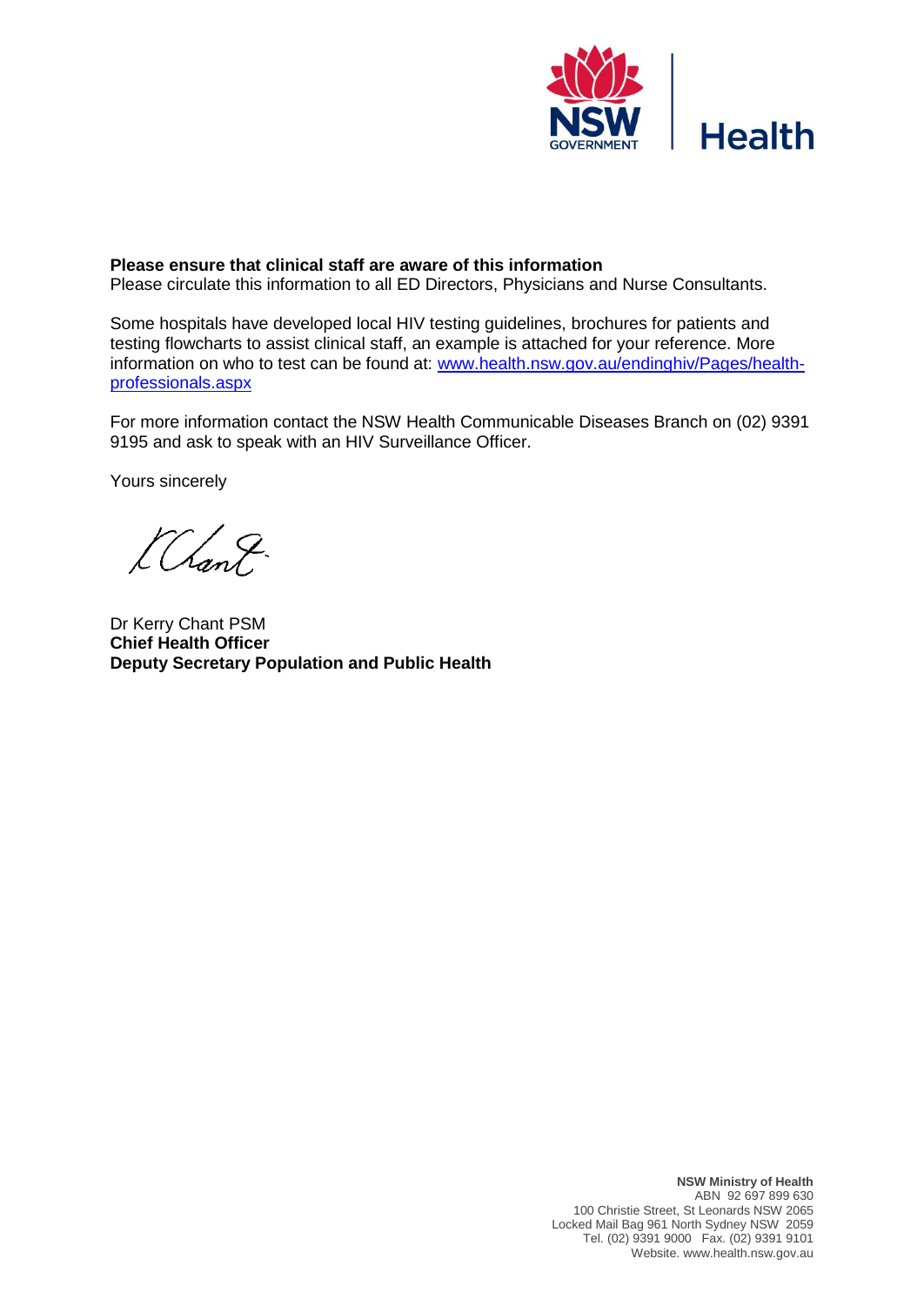**Please ensure that clinical staff are aware of this information**
Please circulate this information to all ED Directors, Physicians and Nurse Consultants.

Some hospitals have developed local HIV testing guidelines, brochures for patients and testing flowcharts to assist clinical staff, an example is attached for your reference. More information on who to test can be found at: [www.health.nsw.gov.au/endinghiv/Pages/health-professionals.aspx](http://www.health.nsw.gov.au/endinghiv/Pages/health-professionals.aspx)

For more information contact the NSW Health Communicable Diseases Branch on (02) 9391 9195 and ask to speak with an HIV Surveillance Officer.

Yours sincerely

Dr Kerry Chant PSM
**Chief Health Officer**
**Deputy Secretary Population and Public Health**

**NSW Ministry of Health**
ABN 92 697 899 630
100 Christie Street, St Leonards NSW 2065
Locked Mail Bag 961 North Sydney NSW 2059
Tel. (02) 9391 9000 Fax. (02) 9391 9101
Website. www.health.nsw.gov.au